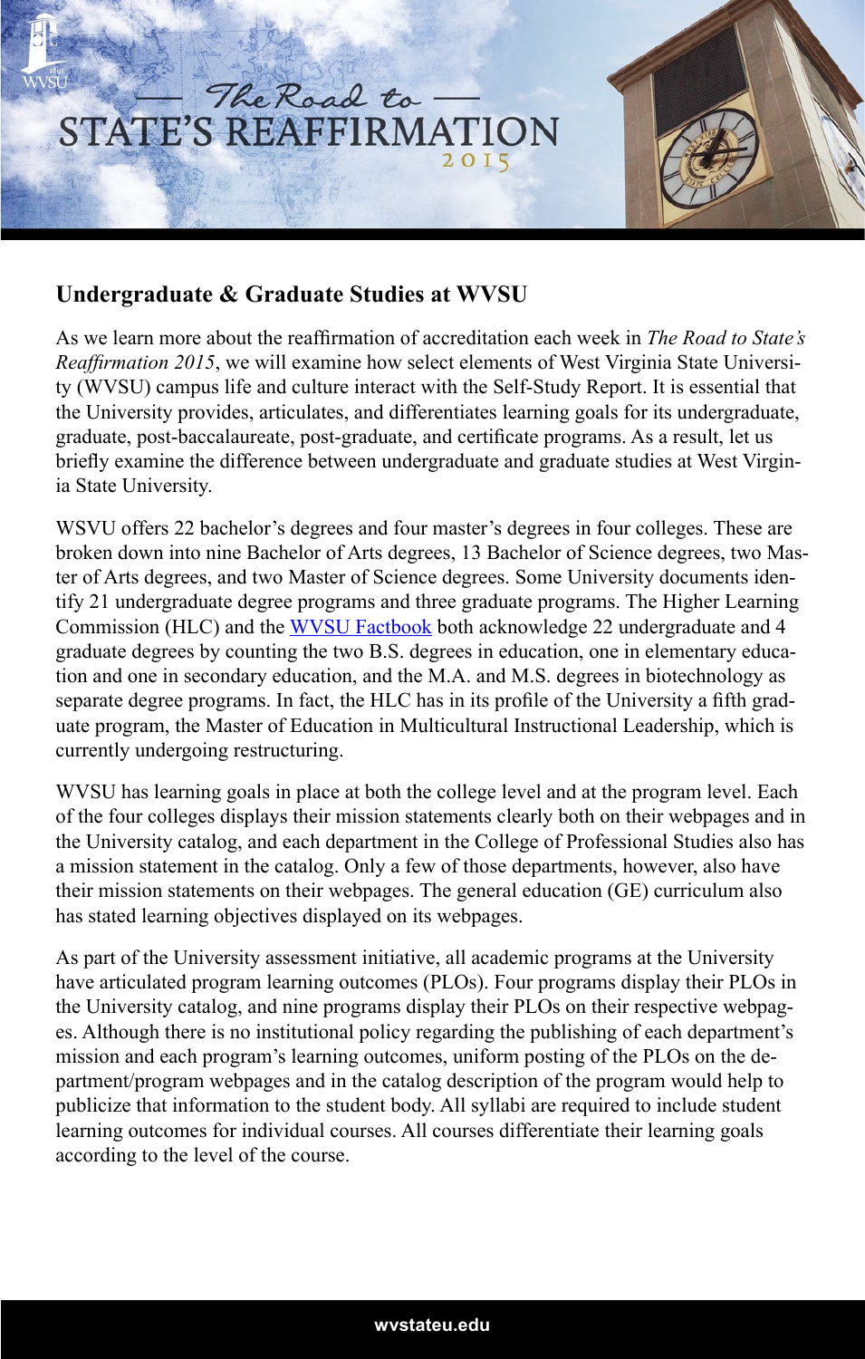# The Road to STATE'S REAFFIRMATION 2015

## Undergraduate & Graduate Studies at WVSU

As we learn more about the reaffirmation of accreditation each week in *The Road to State's Reaffirmation 2015*, we will examine how select elements of West Virginia State University (WVSU) campus life and culture interact with the Self-Study Report. It is essential that the University provides, articulates, and differentiates learning goals for its undergraduate, graduate, post-baccalaureate, post-graduate, and certificate programs. As a result, let us briefly examine the difference between undergraduate and graduate studies at West Virginia State University.

WSVU offers 22 bachelor's degrees and four master's degrees in four colleges. These are broken down into nine Bachelor of Arts degrees, 13 Bachelor of Science degrees, two Master of Arts degrees, and two Master of Science degrees. Some University documents identify 21 undergraduate degree programs and three graduate programs. The Higher Learning Commission (HLC) and the [WVSU Factbook] both acknowledge 22 undergraduate and 4 graduate degrees by counting the two B.S. degrees in education, one in elementary education and one in secondary education, and the M.A. and M.S. degrees in biotechnology as separate degree programs. In fact, the HLC has in its profile of the University a fifth graduate program, the Master of Education in Multicultural Instructional Leadership, which is currently undergoing restructuring.

WVSU has learning goals in place at both the college level and at the program level. Each of the four colleges displays their mission statements clearly both on their webpages and in the University catalog, and each department in the College of Professional Studies also has a mission statement in the catalog. Only a few of those departments, however, also have their mission statements on their webpages. The general education (GE) curriculum also has stated learning objectives displayed on its webpages.

As part of the University assessment initiative, all academic programs at the University have articulated program learning outcomes (PLOs). Four programs display their PLOs in the University catalog, and nine programs display their PLOs on their respective webpages. Although there is no institutional policy regarding the publishing of each department's mission and each program's learning outcomes, uniform posting of the PLOs on the department/program webpages and in the catalog description of the program would help to publicize that information to the student body. All syllabi are required to include student learning outcomes for individual courses. All courses differentiate their learning goals according to the level of the course.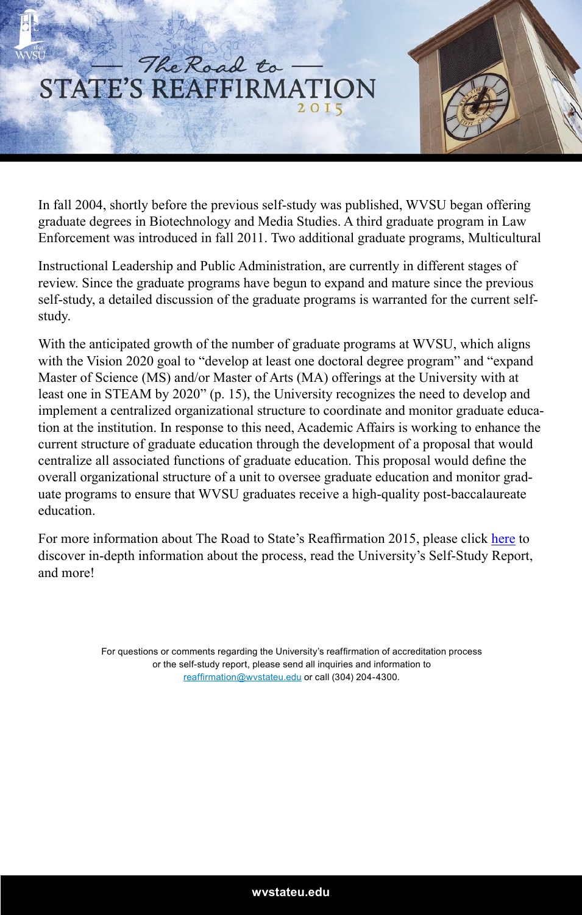# — The Road to — STATE'S REAFFIRMATION 2015

In fall 2004, shortly before the previous self-study was published, WVSU began offering graduate degrees in Biotechnology and Media Studies. A third graduate program in Law Enforcement was introduced in fall 2011. Two additional graduate programs, Multicultural

Instructional Leadership and Public Administration, are currently in different stages of review. Since the graduate programs have begun to expand and mature since the previous self-study, a detailed discussion of the graduate programs is warranted for the current self-study.

With the anticipated growth of the number of graduate programs at WVSU, which aligns with the Vision 2020 goal to "develop at least one doctoral degree program" and "expand Master of Science (MS) and/or Master of Arts (MA) offerings at the University with at least one in STEAM by 2020" (p. 15), the University recognizes the need to develop and implement a centralized organizational structure to coordinate and monitor graduate education at the institution. In response to this need, Academic Affairs is working to enhance the current structure of graduate education through the development of a proposal that would centralize all associated functions of graduate education. This proposal would define the overall organizational structure of a unit to oversee graduate education and monitor graduate programs to ensure that WVSU graduates receive a high-quality post-baccalaureate education.

For more information about The Road to State's Reaffirmation 2015, please click here to discover in-depth information about the process, read the University's Self-Study Report, and more!

For questions or comments regarding the University's reaffirmation of accreditation process or the self-study report, please send all inquiries and information to reaffirmation@wvstateu.edu or call (304) 204-4300.

wvstateu.edu